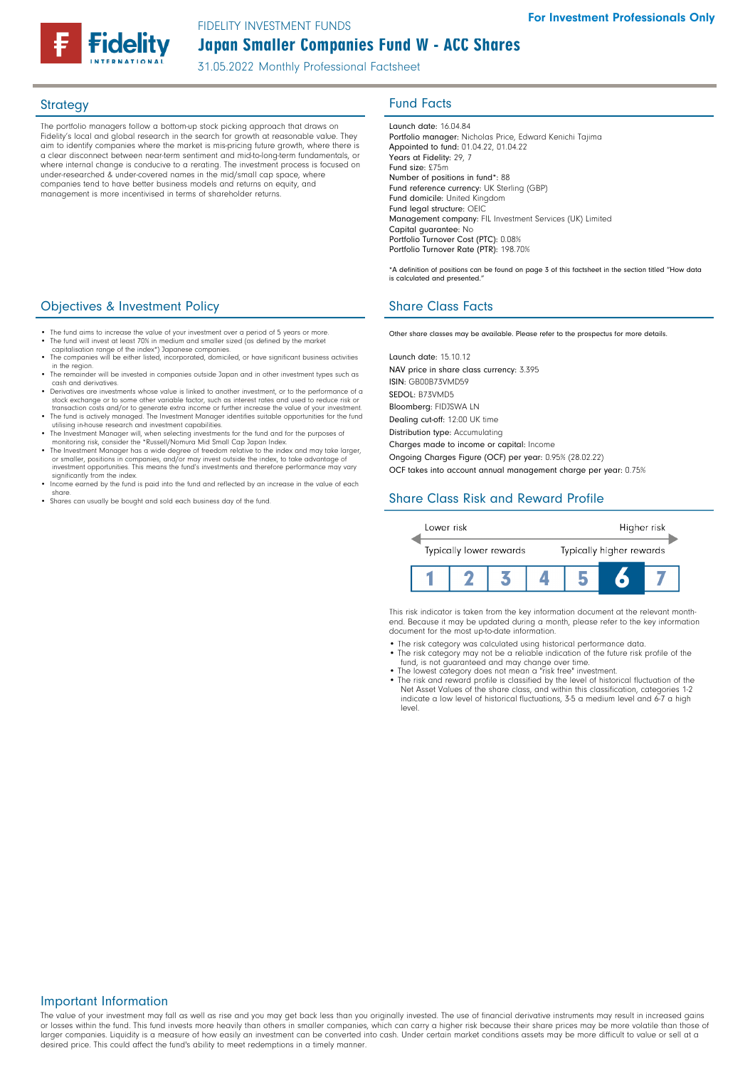For Investment Professionals Only

FIDELITY INVESTMENT FUNDS

# Japan Smaller Companies Fund W - ACC Shares

31.05.2022 Monthly Professional Factsheet

## Strategy

The portfolio managers follow a bottom-up stock picking approach that draws on Fidelity's local and global research in the search for growth at reasonable value. They aim to identify companies where the market is mis-pricing future growth, where there is a clear disconnect between near-term sentiment and mid-to-long-term fundamentals, or where internal change is conducive to a rerating. The investment process is focused on under-researched & under-covered names in the mid/small cap space, where companies tend to have better business models and returns on equity, and management is more incentivised in terms of shareholder returns.

## Objectives & Investment Policy

- The fund aims to increase the value of your investment over a period of 5 years or more.
- The fund will invest at least 70% in medium and smaller sized (as defined by the market capitalisation range of the index*) Japanese companies.
- The companies will be either listed, incorporated, domiciled, or have significant business activities in the region.
- The remainder will be invested in companies outside Japan and in other investment types such as cash and derivatives.
- Derivatives are investments whose value is linked to another investment, or to the performance of a stock exchange or to some other variable factor, such as interest rates and used to reduce risk or transaction costs and/or to generate extra income or further increase the value of your investment.
- The fund is actively managed. The Investment Manager identifies suitable opportunities for the fund utilising in-house research and investment capabilities.
- The Investment Manager will, when selecting investments for the fund and for the purposes of monitoring risk, consider the *Russell/Nomura Mid Small Cap Japan Index.
- The Investment Manager has a wide degree of freedom relative to the index and may take larger, or smaller, positions in companies, and/or may invest outside the index, to take advantage of investment opportunities. This means the fund's investments and therefore performance may vary significantly from the index.
- Income earned by the fund is paid into the fund and reflected by an increase in the value of each share.
- Shares can usually be bought and sold each business day of the fund.

## Fund Facts

Launch date: 16.04.84
Portfolio manager: Nicholas Price, Edward Kenichi Tajima
Appointed to fund: 01.04.22, 01.04.22
Years at Fidelity: 29, 7
Fund size: £75m
Number of positions in fund*: 88
Fund reference currency: UK Sterling (GBP)
Fund domicile: United Kingdom
Fund legal structure: OEIC
Management company: FIL Investment Services (UK) Limited
Capital guarantee: No
Portfolio Turnover Cost (PTC): 0.08%
Portfolio Turnover Rate (PTR): 198.70%

*A definition of positions can be found on page 3 of this factsheet in the section titled "How data is calculated and presented."

## Share Class Facts

Other share classes may be available. Please refer to the prospectus for more details.

Launch date: 15.10.12
NAV price in share class currency: 3.395
ISIN: GB00B73VMD59
SEDOL: B73VMD5
Bloomberg: FIDJSWA LN
Dealing cut-off: 12:00 UK time
Distribution type: Accumulating
Charges made to income or capital: Income
Ongoing Charges Figure (OCF) per year: 0.95% (28.02.22)
OCF takes into account annual management charge per year: 0.75%

## Share Class Risk and Reward Profile

Lower risk — Higher risk
Typically lower rewards — Typically higher rewards

| 1 | 2 | 3 | 4 | 5 | **6** | 7 |
|---|---|---|---|---|---|---|

This risk indicator is taken from the key information document at the relevant month-end. Because it may be updated during a month, please refer to the key information document for the most up-to-date information.

- The risk category was calculated using historical performance data.
- The risk category may not be a reliable indication of the future risk profile of the fund, is not guaranteed and may change over time.
- The lowest category does not mean a "risk free" investment.
- The risk and reward profile is classified by the level of historical fluctuation of the Net Asset Values of the share class, and within this classification, categories 1-2 indicate a low level of historical fluctuations, 3-5 a medium level and 6-7 a high level.

## Important Information

The value of your investment may fall as well as rise and you may get back less than you originally invested. The use of financial derivative instruments may result in increased gains or losses within the fund. This fund invests more heavily than others in smaller companies, which can carry a higher risk because their share prices may be more volatile than those of larger companies. Liquidity is a measure of how easily an investment can be converted into cash. Under certain market conditions assets may be more difficult to value or sell at a desired price. This could affect the fund's ability to meet redemptions in a timely manner.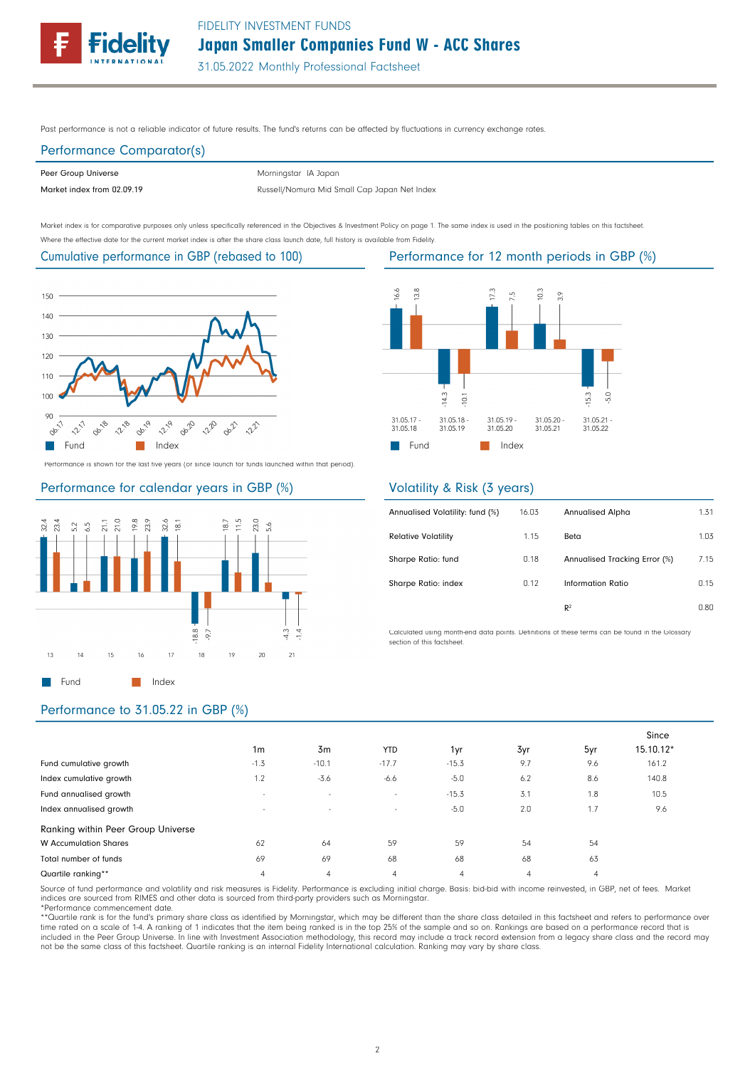Past performance is not a reliable indicator of future results. The fund's returns can be affected by fluctuations in currency exchange rates.

## Performance Comparator(s)

| | |
|---|---|
| Peer Group Universe | Morningstar IA Japan |
| Market index from 02.09.19 | Russell/Nomura Mid Small Cap Japan Net Index |

Market index is for comparative purposes only unless specifically referenced in the Objectives & Investment Policy on page 1. The same index is used in the positioning tables on this factsheet.
Where the effective date for the current market index is after the share class launch date, full history is available from Fidelity.

## Cumulative performance in GBP (rebased to 100)

Performance is shown for the last five years (or since launch for funds launched within that period).

## Performance for 12 month periods in GBP (%)

| | 31.05.17 - 31.05.18 | 31.05.18 - 31.05.19 | 31.05.19 - 31.05.20 | 31.05.20 - 31.05.21 | 31.05.21 - 31.05.22 |
|---|---|---|---|---|---|
| Fund | 16.6 | -14.3 | 17.3 | 10.3 | -15.3 |
| Index | 13.8 | -10.1 | 7.5 | 3.9 | -5.0 |

## Performance for calendar years in GBP (%)

| | 13 | 14 | 15 | 16 | 17 | 18 | 19 | 20 | 21 |
|---|---|---|---|---|---|---|---|---|---|
| Fund | 32.4 | 5.2 | 21.1 | 19.8 | 32.6 | -18.8 | 18.7 | 23.0 | -4.3 |
| Index | 23.4 | 6.5 | 21.0 | 23.9 | 18.1 | -9.7 | 11.5 | 5.6 | -1.4 |

## Volatility & Risk (3 years)

| | | | |
|---|---|---|---|
| Annualised Volatility: fund (%) | 16.03 | Annualised Alpha | 1.31 |
| Relative Volatility | 1.15 | Beta | 1.03 |
| Sharpe Ratio: fund | 0.18 | Annualised Tracking Error (%) | 7.15 |
| Sharpe Ratio: index | 0.12 | Information Ratio | 0.15 |
| | | $R^2$ | 0.80 |

Calculated using month-end data points. Definitions of these terms can be found in the Glossary section of this factsheet.

## Performance to 31.05.22 in GBP (%)

| | 1m | 3m | YTD | 1yr | 3yr | 5yr | Since 15.10.12* |
|---|---|---|---|---|---|---|---|
| Fund cumulative growth | -1.3 | -10.1 | -17.7 | -15.3 | 9.7 | 9.6 | 161.2 |
| Index cumulative growth | 1.2 | -3.6 | -6.6 | -5.0 | 6.2 | 8.6 | 140.8 |
| Fund annualised growth | - | - | - | -15.3 | 3.1 | 1.8 | 10.5 |
| Index annualised growth | - | - | - | -5.0 | 2.0 | 1.7 | 9.6 |
| **Ranking within Peer Group Universe** | | | | | | | |
| W Accumulation Shares | 62 | 64 | 59 | 59 | 54 | 54 | |
| Total number of funds | 69 | 69 | 68 | 68 | 68 | 63 | |
| Quartile ranking** | 4 | 4 | 4 | 4 | 4 | 4 | |

Source of fund performance and volatility and risk measures is Fidelity. Performance is excluding initial charge. Basis: bid-bid with income reinvested, in GBP, net of fees. Market indices are sourced from RIMES and other data is sourced from third-party providers such as Morningstar.
*Performance commencement date.
**Quartile rank is for the fund's primary share class as identified by Morningstar, which may be different than the share class detailed in this factsheet and refers to performance over time rated on a scale of 1-4. A ranking of 1 indicates that the item being ranked is in the top 25% of the sample and so on. Rankings are based on a performance record that is included in the Peer Group Universe. In line with Investment Association methodology, this record may include a track record extension from a legacy share class and the record may not be the same class of this factsheet. Quartile ranking is an internal Fidelity International calculation. Ranking may vary by share class.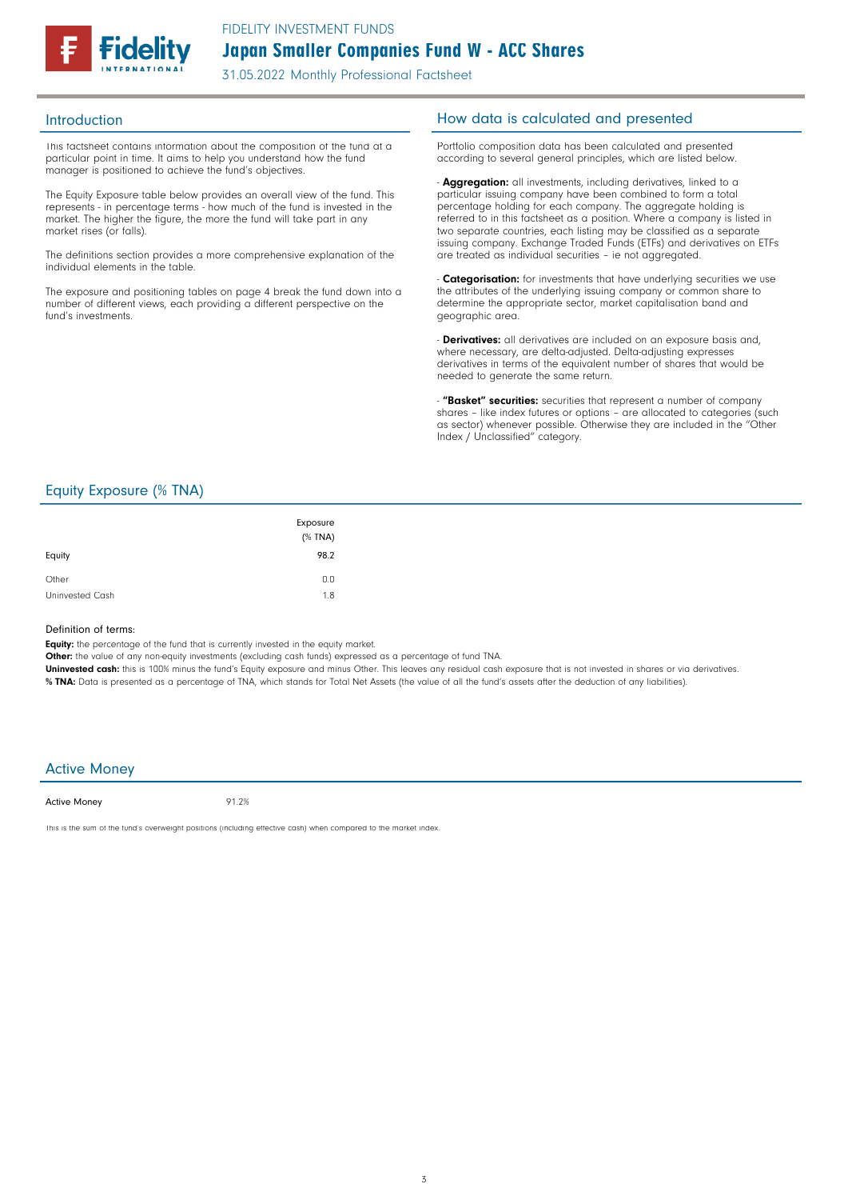## Introduction

This factsheet contains information about the composition of the fund at a particular point in time. It aims to help you understand how the fund manager is positioned to achieve the fund's objectives.

The Equity Exposure table below provides an overall view of the fund. This represents - in percentage terms - how much of the fund is invested in the market. The higher the figure, the more the fund will take part in any market rises (or falls).

The definitions section provides a more comprehensive explanation of the individual elements in the table.

The exposure and positioning tables on page 4 break the fund down into a number of different views, each providing a different perspective on the fund's investments.

## How data is calculated and presented

Portfolio composition data has been calculated and presented according to several general principles, which are listed below.

- **Aggregation:** all investments, including derivatives, linked to a particular issuing company have been combined to form a total percentage holding for each company. The aggregate holding is referred to in this factsheet as a position. Where a company is listed in two separate countries, each listing may be classified as a separate issuing company. Exchange Traded Funds (ETFs) and derivatives on ETFs are treated as individual securities – ie not aggregated.

- **Categorisation:** for investments that have underlying securities we use the attributes of the underlying issuing company or common share to determine the appropriate sector, market capitalisation band and geographic area.

- **Derivatives:** all derivatives are included on an exposure basis and, where necessary, are delta-adjusted. Delta-adjusting expresses derivatives in terms of the equivalent number of shares that would be needed to generate the same return.

- **"Basket" securities:** securities that represent a number of company shares – like index futures or options – are allocated to categories (such as sector) whenever possible. Otherwise they are included in the "Other Index / Unclassified" category.

## Equity Exposure (% TNA)

| | Exposure (% TNA) |
|---|---|
| Equity | 98.2 |
| Other | 0.0 |
| Uninvested Cash | 1.8 |

Definition of terms:

**Equity:** the percentage of the fund that is currently invested in the equity market.
**Other:** the value of any non-equity investments (excluding cash funds) expressed as a percentage of fund TNA.
**Uninvested cash:** this is 100% minus the fund's Equity exposure and minus Other. This leaves any residual cash exposure that is not invested in shares or via derivatives.
**% TNA:** Data is presented as a percentage of TNA, which stands for Total Net Assets (the value of all the fund's assets after the deduction of any liabilities).

## Active Money

| Active Money | 91.2% |
|---|---|

This is the sum of the fund's overweight positions (including effective cash) when compared to the market index.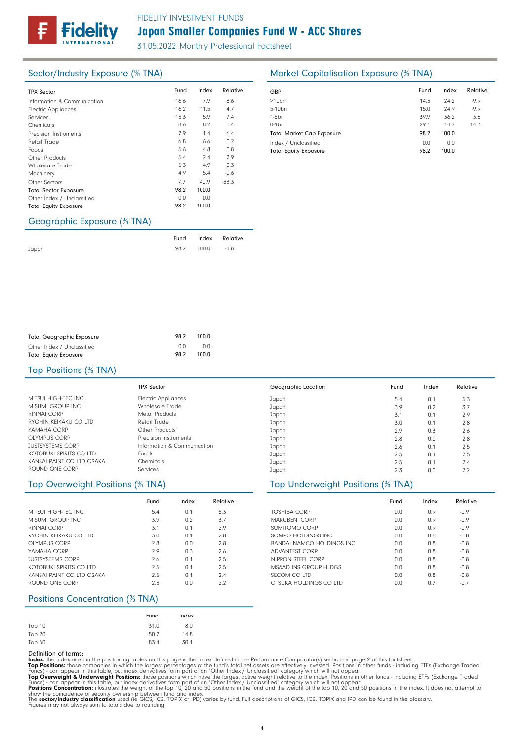FIDELITY INVESTMENT FUNDS

# Japan Smaller Companies Fund W - ACC Shares

31.05.2022 Monthly Professional Factsheet

## Sector/Industry Exposure (% TNA)

| TPX Sector | Fund | Index | Relative |
|---|---|---|---|
| Information & Communication | 16.6 | 7.9 | 8.6 |
| Electric Appliances | 16.2 | 11.5 | 4.7 |
| Services | 13.3 | 5.9 | 7.4 |
| Chemicals | 8.6 | 8.2 | 0.4 |
| Precision Instruments | 7.9 | 1.4 | 6.4 |
| Retail Trade | 6.8 | 6.6 | 0.2 |
| Foods | 5.6 | 4.8 | 0.8 |
| Other Products | 5.4 | 2.4 | 2.9 |
| Wholesale Trade | 5.3 | 4.9 | 0.3 |
| Machinery | 4.9 | 5.4 | -0.6 |
| Other Sectors | 7.7 | 40.9 | -33.3 |
| Total Sector Exposure | 98.2 | 100.0 | |
| Other Index / Unclassified | 0.0 | 0.0 | |
| Total Equity Exposure | 98.2 | 100.0 | |

## Market Capitalisation Exposure (% TNA)

| GBP | Fund | Index | Relative |
|---|---|---|---|
| >10bn | 14.3 | 24.2 | -9.9 |
| 5-10bn | 15.0 | 24.9 | -9.9 |
| 1-5bn | 39.9 | 36.2 | 3.6 |
| 0-1bn | 29.1 | 14.7 | 14.3 |
| Total Market Cap Exposure | 98.2 | 100.0 | |
| Index / Unclassified | 0.0 | 0.0 | |
| Total Equity Exposure | 98.2 | 100.0 | |

## Geographic Exposure (% TNA)

| | Fund | Index | Relative |
|---|---|---|---|
| Japan | 98.2 | 100.0 | -1.8 |
| Total Geographic Exposure | 98.2 | 100.0 | |
| Other Index / Unclassified | 0.0 | 0.0 | |
| Total Equity Exposure | 98.2 | 100.0 | |

## Top Positions (% TNA)

| | TPX Sector | Geographic Location | Fund | Index | Relative |
|---|---|---|---|---|---|
| MITSUI HIGH-TEC INC. | Electric Appliances | Japan | 5.4 | 0.1 | 5.3 |
| MISUMI GROUP INC | Wholesale Trade | Japan | 3.9 | 0.2 | 3.7 |
| RINNAI CORP | Metal Products | Japan | 3.1 | 0.1 | 2.9 |
| RYOHIN KEIKAKU CO LTD | Retail Trade | Japan | 3.0 | 0.1 | 2.8 |
| YAMAHA CORP | Other Products | Japan | 2.9 | 0.3 | 2.6 |
| OLYMPUS CORP | Precision Instruments | Japan | 2.8 | 0.0 | 2.8 |
| JUSTSYSTEMS CORP | Information & Communication | Japan | 2.6 | 0.1 | 2.5 |
| KOTOBUKI SPIRITS CO LTD | Foods | Japan | 2.5 | 0.1 | 2.5 |
| KANSAI PAINT CO LTD OSAKA | Chemicals | Japan | 2.5 | 0.1 | 2.4 |
| ROUND ONE CORP | Services | Japan | 2.3 | 0.0 | 2.2 |

## Top Overweight Positions (% TNA)

| | Fund | Index | Relative |
|---|---|---|---|
| MITSUI HIGH-TEC INC. | 5.4 | 0.1 | 5.3 |
| MISUMI GROUP INC | 3.9 | 0.2 | 3.7 |
| RINNAI CORP | 3.1 | 0.1 | 2.9 |
| RYOHIN KEIKAKU CO LTD | 3.0 | 0.1 | 2.8 |
| OLYMPUS CORP | 2.8 | 0.0 | 2.8 |
| YAMAHA CORP | 2.9 | 0.3 | 2.6 |
| JUSTSYSTEMS CORP | 2.6 | 0.1 | 2.5 |
| KOTOBUKI SPIRITS CO LTD | 2.5 | 0.1 | 2.5 |
| KANSAI PAINT CO LTD OSAKA | 2.5 | 0.1 | 2.4 |
| ROUND ONE CORP | 2.3 | 0.0 | 2.2 |

## Top Underweight Positions (% TNA)

| | Fund | Index | Relative |
|---|---|---|---|
| TOSHIBA CORP | 0.0 | 0.9 | -0.9 |
| MARUBENI CORP | 0.0 | 0.9 | -0.9 |
| SUMITOMO CORP | 0.0 | 0.9 | -0.9 |
| SOMPO HOLDINGS INC | 0.0 | 0.8 | -0.8 |
| BANDAI NAMCO HOLDINGS INC | 0.0 | 0.8 | -0.8 |
| ADVANTEST CORP | 0.0 | 0.8 | -0.8 |
| NIPPON STEEL CORP | 0.0 | 0.8 | -0.8 |
| MS&AD INS GROUP HLDGS | 0.0 | 0.8 | -0.8 |
| SECOM CO LTD | 0.0 | 0.8 | -0.8 |
| OTSUKA HOLDINGS CO LTD | 0.0 | 0.7 | -0.7 |

## Positions Concentration (% TNA)

| | Fund | Index |
|---|---|---|
| Top 10 | 31.0 | 8.0 |
| Top 20 | 50.7 | 14.8 |
| Top 50 | 83.4 | 30.1 |

Definition of terms:

**Index:** the index used in the positioning tables on this page is the index defined in the Performance Comparator(s) section on page 2 of this factsheet.

**Top Positions:** those companies in which the largest percentages of the fund's total net assets are effectively invested. Positions in other funds - including ETFs (Exchange Traded Funds) - can appear in this table, but index derivatives form part of an "Other Index / Unclassified" category which will not appear.

**Top Overweight & Underweight Positions:** those positions which have the largest active weight relative to the index. Positions in other funds - including ETFs (Exchange Traded Funds) - can appear in this table, but index derivatives form part of an "Other Index / Unclassified" category which will not appear.

**Positions Concentration:** illustrates the weight of the top 10, 20 and 50 positions in the fund and the weight of the top 10, 20 and 50 positions in the index. It does not attempt to show the coincidence of security ownership between fund and index.

The **sector/industry classification** used (ie GICS, ICB, TOPIX or IPD) varies by fund. Full descriptions of GICS, ICB, TOPIX and IPD can be found in the glossary.

Figures may not always sum to totals due to rounding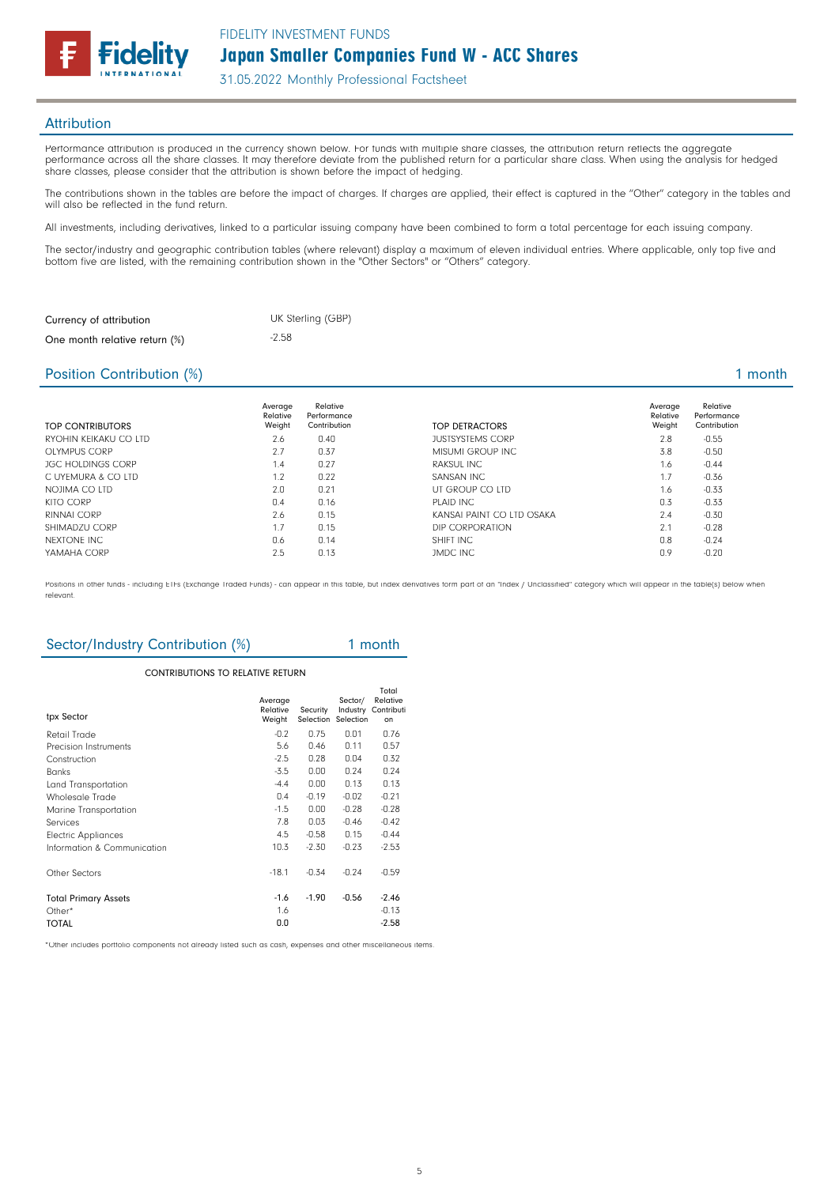## Attribution

Performance attribution is produced in the currency shown below. For funds with multiple share classes, the attribution return reflects the aggregate performance across all the share classes. It may therefore deviate from the published return for a particular share class. When using the analysis for hedged share classes, please consider that the attribution is shown before the impact of hedging.

The contributions shown in the tables are before the impact of charges. If charges are applied, their effect is captured in the "Other" category in the tables and will also be reflected in the fund return.

All investments, including derivatives, linked to a particular issuing company have been combined to form a total percentage for each issuing company.

The sector/industry and geographic contribution tables (where relevant) display a maximum of eleven individual entries. Where applicable, only top five and bottom five are listed, with the remaining contribution shown in the "Other Sectors" or "Others" category.

| | |
|---|---|
| Currency of attribution | UK Sterling (GBP) |
| One month relative return (%) | -2.58 |

## Position Contribution (%) 1 month

| TOP CONTRIBUTORS | Average Relative Weight | Relative Performance Contribution |
|---|---|---|
| RYOHIN KEIKAKU CO LTD | 2.6 | 0.40 |
| OLYMPUS CORP | 2.7 | 0.37 |
| JGC HOLDINGS CORP | 1.4 | 0.27 |
| C UYEMURA & CO LTD | 1.2 | 0.22 |
| NOJIMA CO LTD | 2.0 | 0.21 |
| KITO CORP | 0.4 | 0.16 |
| RINNAI CORP | 2.6 | 0.15 |
| SHIMADZU CORP | 1.7 | 0.15 |
| NEXTONE INC | 0.6 | 0.14 |
| YAMAHA CORP | 2.5 | 0.13 |

| TOP DETRACTORS | Average Relative Weight | Relative Performance Contribution |
|---|---|---|
| JUSTSYSTEMS CORP | 2.8 | -0.55 |
| MISUMI GROUP INC | 3.8 | -0.50 |
| RAKSUL INC | 1.6 | -0.44 |
| SANSAN INC | 1.7 | -0.36 |
| UT GROUP CO LTD | 1.6 | -0.33 |
| PLAID INC | 0.3 | -0.33 |
| KANSAI PAINT CO LTD OSAKA | 2.4 | -0.30 |
| DIP CORPORATION | 2.1 | -0.28 |
| SHIFT INC | 0.8 | -0.24 |
| JMDC INC | 0.9 | -0.20 |

Positions in other funds - including ETFs (Exchange Traded Funds) - can appear in this table, but index derivatives form part of an "Index / Unclassified" category which will appear in the table(s) below when relevant.

## Sector/Industry Contribution (%) 1 month

CONTRIBUTIONS TO RELATIVE RETURN

| tpx Sector | Average Relative Weight | Security Selection | Sector/ Industry Selection | Total Relative Contribution |
|---|---|---|---|---|
| Retail Trade | -0.2 | 0.75 | 0.01 | 0.76 |
| Precision Instruments | 5.6 | 0.46 | 0.11 | 0.57 |
| Construction | -2.5 | 0.28 | 0.04 | 0.32 |
| Banks | -3.5 | 0.00 | 0.24 | 0.24 |
| Land Transportation | -4.4 | 0.00 | 0.13 | 0.13 |
| Wholesale Trade | 0.4 | -0.19 | -0.02 | -0.21 |
| Marine Transportation | -1.5 | 0.00 | -0.28 | -0.28 |
| Services | 7.8 | 0.03 | -0.46 | -0.42 |
| Electric Appliances | 4.5 | -0.58 | 0.15 | -0.44 |
| Information & Communication | 10.3 | -2.30 | -0.23 | -2.53 |
| Other Sectors | -18.1 | -0.34 | -0.24 | -0.59 |
| Total Primary Assets | -1.6 | -1.90 | -0.56 | -2.46 |
| Other* | 1.6 | | | -0.13 |
| TOTAL | 0.0 | | | -2.58 |

*Other includes portfolio components not already listed such as cash, expenses and other miscellaneous items.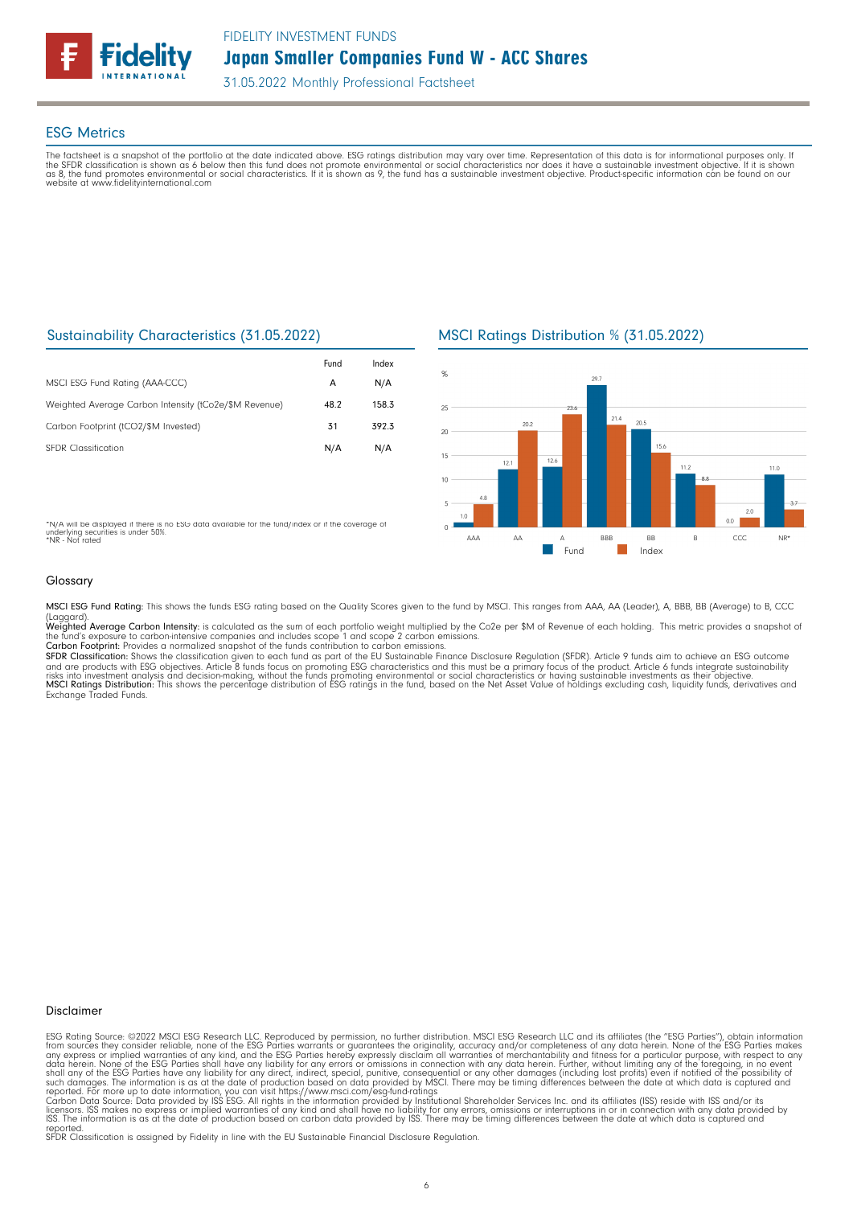## ESG Metrics

The factsheet is a snapshot of the portfolio at the date indicated above. ESG ratings distribution may vary over time. Representation of this data is for informational purposes only. If the SFDR classification is shown as 6 below then this fund does not promote environmental or social characteristics nor does it have a sustainable investment objective. If it is shown as 8, the fund promotes environmental or social characteristics. If it is shown as 9, the fund has a sustainable investment objective. Product-specific information can be found on our website at www.fidelityinternational.com

### Sustainability Characteristics (31.05.2022)

| | Fund | Index |
|---|---|---|
| MSCI ESG Fund Rating (AAA-CCC) | A | N/A |
| Weighted Average Carbon Intensity (tCo2e/$M Revenue) | 48.2 | 158.3 |
| Carbon Footprint (tCO2/$M Invested) | 31 | 392.3 |
| SFDR Classification | N/A | N/A |

*N/A will be displayed if there is no ESG data available for the fund/index or if the coverage of underlying securities is under 50%.
*NR - Not rated

### MSCI Ratings Distribution % (31.05.2022)

| Rating | Fund | Index |
|---|---|---|
| AAA | 1.0 | 4.8 |
| AA | 12.1 | 20.2 |
| A | 12.6 | 23.6 |
| BBB | 29.7 | 21.4 |
| BB | 20.5 | 15.6 |
| B | 11.2 | 8.8 |
| CCC | 0.0 | 2.0 |
| NR* | 11.0 | 3.7 |

### Glossary

**MSCI ESG Fund Rating:** This shows the funds ESG rating based on the Quality Scores given to the fund by MSCI. This ranges from AAA, AA (Leader), A, BBB, BB (Average) to B, CCC (Laggard).
**Weighted Average Carbon Intensity:** is calculated as the sum of each portfolio weight multiplied by the Co2e per $M of Revenue of each holding. This metric provides a snapshot of the fund's exposure to carbon-intensive companies and includes scope 1 and scope 2 carbon emissions.
**Carbon Footprint:** Provides a normalized snapshot of the funds contribution to carbon emissions.
**SFDR Classification:** Shows the classification given to each fund as part of the EU Sustainable Finance Disclosure Regulation (SFDR). Article 9 funds aim to achieve an ESG outcome and are products with ESG objectives. Article 8 funds focus on promoting ESG characteristics and this must be a primary focus of the product. Article 6 funds integrate sustainability risks into investment analysis and decision-making, without the funds promoting environmental or social characteristics or having sustainable investments as their objective.
**MSCI Ratings Distribution:** This shows the percentage distribution of ESG ratings in the fund, based on the Net Asset Value of holdings excluding cash, liquidity funds, derivatives and Exchange Traded Funds.

### Disclaimer

ESG Rating Source: ©2022 MSCI ESG Research LLC. Reproduced by permission, no further distribution. MSCI ESG Research LLC and its affiliates (the "ESG Parties"), obtain information from sources they consider reliable, none of the ESG Parties warrants or guarantees the originality, accuracy and/or completeness of any data herein. None of the ESG Parties makes any express or implied warranties of any kind, and the ESG Parties hereby expressly disclaim all warranties of merchantability and fitness for a particular purpose, with respect to any data herein. None of the ESG Parties shall have any liability for any errors or omissions in connection with any data herein. Further, without limiting any of the foregoing, in no event shall any of the ESG Parties have any liability for any direct, indirect, special, punitive, consequential or any other damages (including lost profits) even if notified of the possibility of such damages. The information is as at the date of production based on data provided by MSCI. There may be timing differences between the date at which data is captured and reported. For more up to date information, you can visit https://www.msci.com/esg-fund-ratings
Carbon Data Source: Data provided by ISS ESG. All rights in the information provided by Institutional Shareholder Services Inc. and its affiliates (ISS) reside with ISS and/or its licensors. ISS makes no express or implied warranties of any kind and shall have no liability for any errors, omissions or interruptions in or in connection with any data provided by ISS. The information is as at the date of production based on carbon data provided by ISS. There may be timing differences between the date at which data is captured and reported.
SFDR Classification is assigned by Fidelity in line with the EU Sustainable Financial Disclosure Regulation.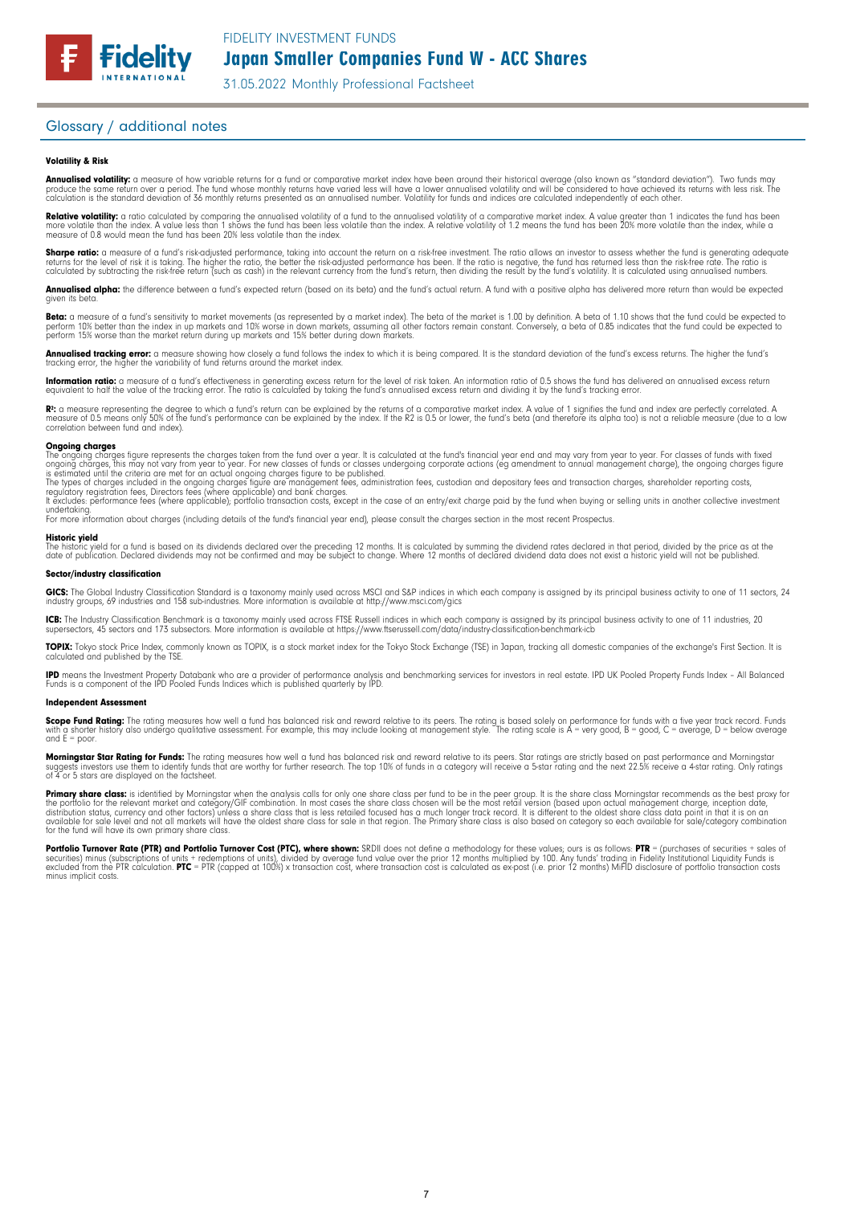## Glossary / additional notes

### Volatility & Risk

**Annualised volatility:** a measure of how variable returns for a fund or comparative market index have been around their historical average (also known as "standard deviation"). Two funds may produce the same return over a period. The fund whose monthly returns have varied less will have a lower annualised volatility and will be considered to have achieved its returns with less risk. The calculation is the standard deviation of 36 monthly returns presented as an annualised number. Volatility for funds and indices are calculated independently of each other.

**Relative volatility:** a ratio calculated by comparing the annualised volatility of a fund to the annualised volatility of a comparative market index. A value greater than 1 indicates the fund has been more volatile than the index. A value less than 1 shows the fund has been less volatile than the index. A relative volatility of 1.2 means the fund has been 20% more volatile than the index, while a measure of 0.8 would mean the fund has been 20% less volatile than the index.

**Sharpe ratio:** a measure of a fund's risk-adjusted performance, taking into account the return on a risk-free investment. The ratio allows an investor to assess whether the fund is generating adequate returns for the level of risk it is taking. The higher the ratio, the better the risk-adjusted performance has been. If the ratio is negative, the fund has returned less than the risk-free rate. The ratio is calculated by subtracting the risk-free return (such as cash) in the relevant currency from the fund's return, then dividing the result by the fund's volatility. It is calculated using annualised numbers.

**Annualised alpha:** the difference between a fund's expected return (based on its beta) and the fund's actual return. A fund with a positive alpha has delivered more return than would be expected given its beta.

**Beta:** a measure of a fund's sensitivity to market movements (as represented by a market index). The beta of the market is 1.00 by definition. A beta of 1.10 shows that the fund could be expected to perform 10% better than the index in up markets and 10% worse in down markets, assuming all other factors remain constant. Conversely, a beta of 0.85 indicates that the fund could be expected to perform 15% worse than the market return during up markets and 15% better during down markets.

**Annualised tracking error:** a measure showing how closely a fund follows the index to which it is being compared. It is the standard deviation of the fund's excess returns. The higher the fund's tracking error, the higher the variability of fund returns around the market index.

**Information ratio:** a measure of a fund's effectiveness in generating excess return for the level of risk taken. An information ratio of 0.5 shows the fund has delivered an annualised excess return equivalent to half the value of the tracking error. The ratio is calculated by taking the fund's annualised excess return and dividing it by the fund's tracking error.

**$R^2$:** a measure representing the degree to which a fund's return can be explained by the returns of a comparative market index. A value of 1 signifies the fund and index are perfectly correlated. A measure of 0.5 means only 50% of the fund's performance can be explained by the index. If the R2 is 0.5 or lower, the fund's beta (and therefore its alpha too) is not a reliable measure (due to a low correlation between fund and index).

### Ongoing charges

The ongoing charges figure represents the charges taken from the fund over a year. It is calculated at the fund's financial year end and may vary from year to year. For classes of funds with fixed ongoing charges, this may not vary from year to year. For new classes of funds or classes undergoing corporate actions (eg amendment to annual management charge), the ongoing charges figure is estimated until the criteria are met for an actual ongoing charges figure to be published.
The types of charges included in the ongoing charges figure are management fees, administration fees, custodian and depositary fees and transaction charges, shareholder reporting costs, regulatory registration fees, Directors fees (where applicable) and bank charges.
It excludes: performance fees (where applicable); portfolio transaction costs, except in the case of an entry/exit charge paid by the fund when buying or selling units in another collective investment undertaking.
For more information about charges (including details of the fund's financial year end), please consult the charges section in the most recent Prospectus.

### Historic yield

The historic yield for a fund is based on its dividends declared over the preceding 12 months. It is calculated by summing the dividend rates declared in that period, divided by the price as at the date of publication. Declared dividends may not be confirmed and may be subject to change. Where 12 months of declared dividend data does not exist a historic yield will not be published.

### Sector/industry classification

**GICS:** The Global Industry Classification Standard is a taxonomy mainly used across MSCI and S&P indices in which each company is assigned by its principal business activity to one of 11 sectors, 24 industry groups, 69 industries and 158 sub-industries. More information is available at http://www.msci.com/gics

**ICB:** The Industry Classification Benchmark is a taxonomy mainly used across FTSE Russell indices in which each company is assigned by its principal business activity to one of 11 industries, 20 supersectors, 45 sectors and 173 subsectors. More information is available at https://www.ftserussell.com/data/industry-classification-benchmark-icb

**TOPIX:** Tokyo stock Price Index, commonly known as TOPIX, is a stock market index for the Tokyo Stock Exchange (TSE) in Japan, tracking all domestic companies of the exchange's First Section. It is calculated and published by the TSE.

**IPD** means the Investment Property Databank who are a provider of performance analysis and benchmarking services for investors in real estate. IPD UK Pooled Property Funds Index – All Balanced Funds is a component of the IPD Pooled Funds Indices which is published quarterly by IPD.

### Independent Assessment

**Scope Fund Rating:** The rating measures how well a fund has balanced risk and reward relative to its peers. The rating is based solely on performance for funds with a five year track record. Funds with a shorter history also undergo qualitative assessment. For example, this may include looking at management style. The rating scale is A = very good, B = good, C = average, D = below average and E = poor.

**Morningstar Star Rating for Funds:** The rating measures how well a fund has balanced risk and reward relative to its peers. Star ratings are strictly based on past performance and Morningstar suggests investors use them to identify funds that are worthy for further research. The top 10% of funds in a category will receive a 5-star rating and the next 22.5% receive a 4-star rating. Only ratings of 4 or 5 stars are displayed on the factsheet.

**Primary share class:** is identified by Morningstar when the analysis calls for only one share class per fund to be in the peer group. It is the share class Morningstar recommends as the best proxy for the portfolio for the relevant market and category/GIF combination. In most cases the share class chosen will be the most retail version (based upon actual management charge, inception date, distribution status, currency and other factors) unless a share class that is less retailed focused has a much longer track record. It is different to the oldest share class data point in that it is on an available for sale level and not all markets will have the oldest share class for sale in that region. The Primary share class is also based on category so each available for sale/category combination for the fund will have its own primary share class.

**Portfolio Turnover Rate (PTR) and Portfolio Turnover Cost (PTC), where shown:** SRDII does not define a methodology for these values; ours is as follows: **PTR** = (purchases of securities + sales of securities) minus (subscriptions of units + redemptions of units), divided by average fund value over the prior 12 months multiplied by 100. Any funds' trading in Fidelity Institutional Liquidity Funds is excluded from the PTR calculation. **PTC** = PTR (capped at 100%) x transaction cost, where transaction cost is calculated as ex-post (i.e. prior 12 months) MiFID disclosure of portfolio transaction costs minus implicit costs.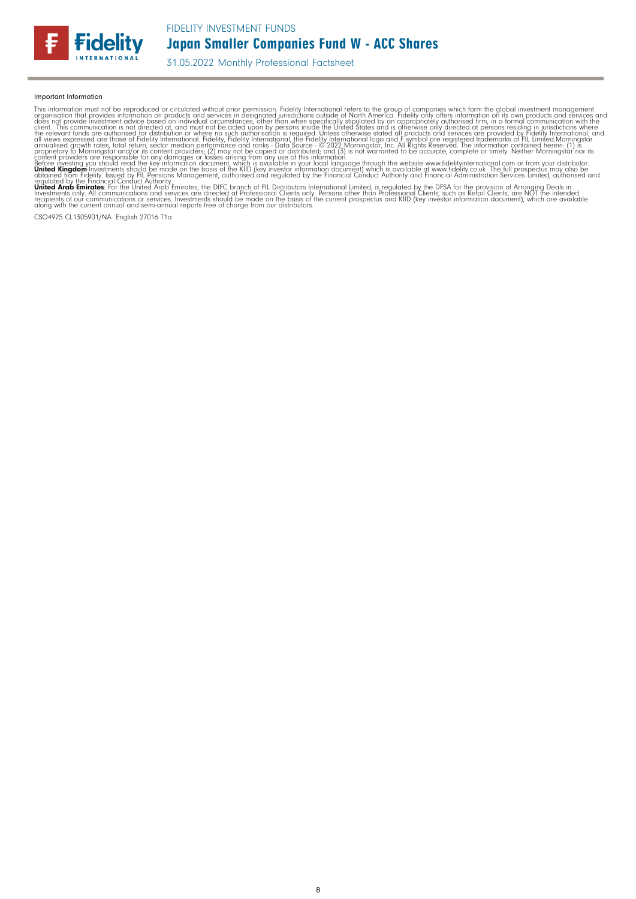# Japan Smaller Companies Fund W - ACC Shares

31.05.2022 Monthly Professional Factsheet

#### Important Information

This information must not be reproduced or circulated without prior permission. Fidelity International refers to the group of companies which form the global investment management organisation that provides information on products and services in designated jurisdictions outside of North America. Fidelity only offers information on its own products and services and does not provide investment advice based on individual circumstances, other than when specifically stipulated by an appropriately authorised firm, in a formal communication with the client. This communication is not directed at, and must not be acted upon by persons inside the United States and is otherwise only directed at persons residing in jurisdictions where the relevant funds are authorised for distribution or where no such authorisation is required. Unless otherwise stated all products and services are provided by Fidelity International, and all views expressed are those of Fidelity International. Fidelity, Fidelity International, the Fidelity International logo and F symbol are registered trademarks of FIL Limited.Morningstar annualised growth rates, total return, sector median performance and ranks - Data Source - © 2022 Morningstar, Inc. All Rights Reserved. The information contained herein: (1) is proprietary to Morningstar and/or its content providers; (2) may not be copied or distributed; and (3) is not warranted to be accurate, complete or timely. Neither Morningstar nor its content providers are responsible for any damages or losses arising from any use of this information.
Before investing you should read the key information document, which is available in your local language through the website www.fidelityinternational.com or from your distributor.
**United Kingdom**:Investments should be made on the basis of the KIID (key investor information document) which is available at www.fidelity.co.uk The full prospectus may also be obtained from Fidelity. Issued by FIL Pensions Management, authorised and regulated by the Financial Conduct Authority and Financial Administration Services Limited, authorised and regulated by the Financial Conduct Authority.
**United Arab Emirates**: For the United Arab Emirates, the DIFC branch of FIL Distributors International Limited, is regulated by the DFSA for the provision of Arranging Deals in Investments only. All communications and services are directed at Professional Clients only. Persons other than Professional Clients, such as Retail Clients, are NOT the intended recipients of our communications or services. Investments should be made on the basis of the current prospectus and KIID (key investor information document), which are available along with the current annual and semi-annual reports free of charge from our distributors.

CSO4925 CL1305901/NA English 27016 T1a